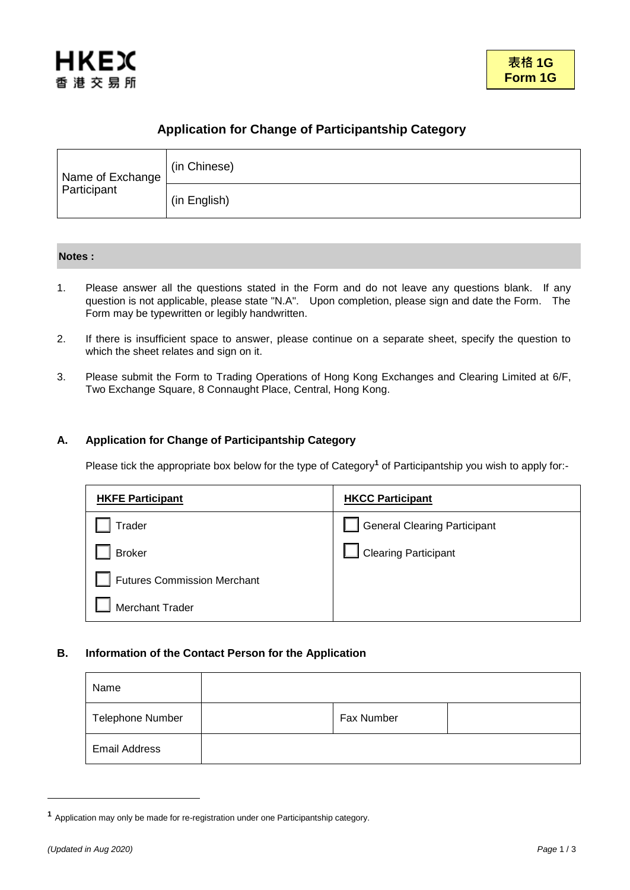HKEX 香港交易所

**表格 1G**
**Form 1G**

# Application for Change of Participantship Category

| Name of Exchange Participant | (in Chinese) |
|---|---|
| | (in English) |

**Notes :**

1. Please answer all the questions stated in the Form and do not leave any questions blank. If any question is not applicable, please state "N.A". Upon completion, please sign and date the Form. The Form may be typewritten or legibly handwritten.

2. If there is insufficient space to answer, please continue on a separate sheet, specify the question to which the sheet relates and sign on it.

3. Please submit the Form to Trading Operations of Hong Kong Exchanges and Clearing Limited at 6/F, Two Exchange Square, 8 Connaught Place, Central, Hong Kong.

## A. Application for Change of Participantship Category

Please tick the appropriate box below for the type of Category[1] of Participantship you wish to apply for:-

| **HKFE Participant** | **HKCC Participant** |
|---|---|
| ☐ Trader | ☐ General Clearing Participant |
| ☐ Broker | ☐ Clearing Participant |
| ☐ Futures Commission Merchant | |
| ☐ Merchant Trader | |

## B. Information of the Contact Person for the Application

| Name | | | |
|---|---|---|---|
| Telephone Number | | Fax Number | |
| Email Address | | | |

[1] Application may only be made for re-registration under one Participantship category.

*(Updated in Aug 2020)*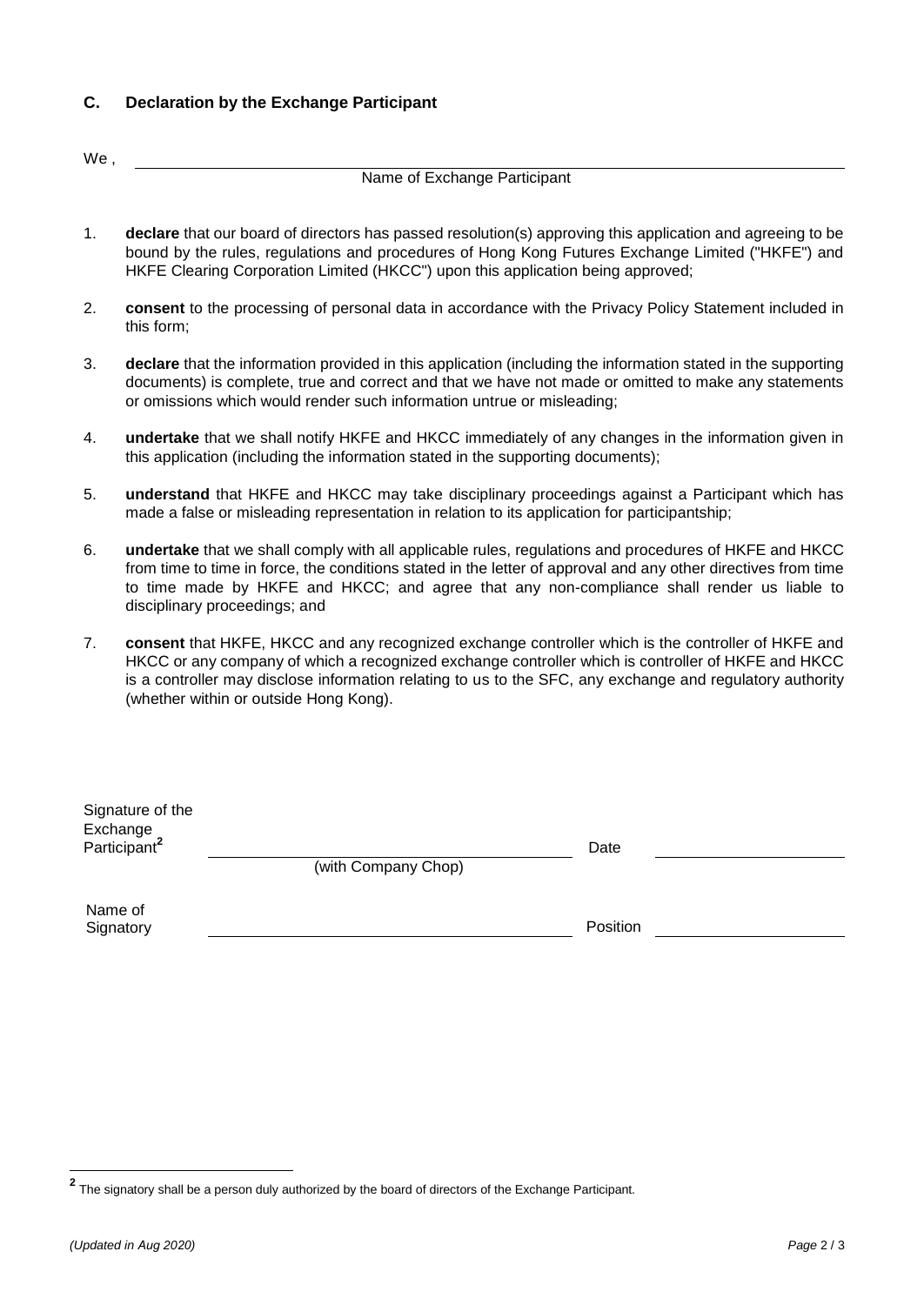## C. Declaration by the Exchange Participant

We , ______________________________________________

Name of Exchange Participant

1. **declare** that our board of directors has passed resolution(s) approving this application and agreeing to be bound by the rules, regulations and procedures of Hong Kong Futures Exchange Limited ("HKFE") and HKFE Clearing Corporation Limited (HKCC") upon this application being approved;

2. **consent** to the processing of personal data in accordance with the Privacy Policy Statement included in this form;

3. **declare** that the information provided in this application (including the information stated in the supporting documents) is complete, true and correct and that we have not made or omitted to make any statements or omissions which would render such information untrue or misleading;

4. **undertake** that we shall notify HKFE and HKCC immediately of any changes in the information given in this application (including the information stated in the supporting documents);

5. **understand** that HKFE and HKCC may take disciplinary proceedings against a Participant which has made a false or misleading representation in relation to its application for participantship;

6. **undertake** that we shall comply with all applicable rules, regulations and procedures of HKFE and HKCC from time to time in force, the conditions stated in the letter of approval and any other directives from time to time made by HKFE and HKCC; and agree that any non-compliance shall render us liable to disciplinary proceedings; and

7. **consent** that HKFE, HKCC and any recognized exchange controller which is the controller of HKFE and HKCC or any company of which a recognized exchange controller which is controller of HKFE and HKCC is a controller may disclose information relating to us to the SFC, any exchange and regulatory authority (whether within or outside Hong Kong).

Signature of the Exchange Participant[2] ______________________________ Date ____________________

(with Company Chop)

Name of Signatory ______________________________ Position ____________________

[2] The signatory shall be a person duly authorized by the board of directors of the Exchange Participant.

*(Updated in Aug 2020)*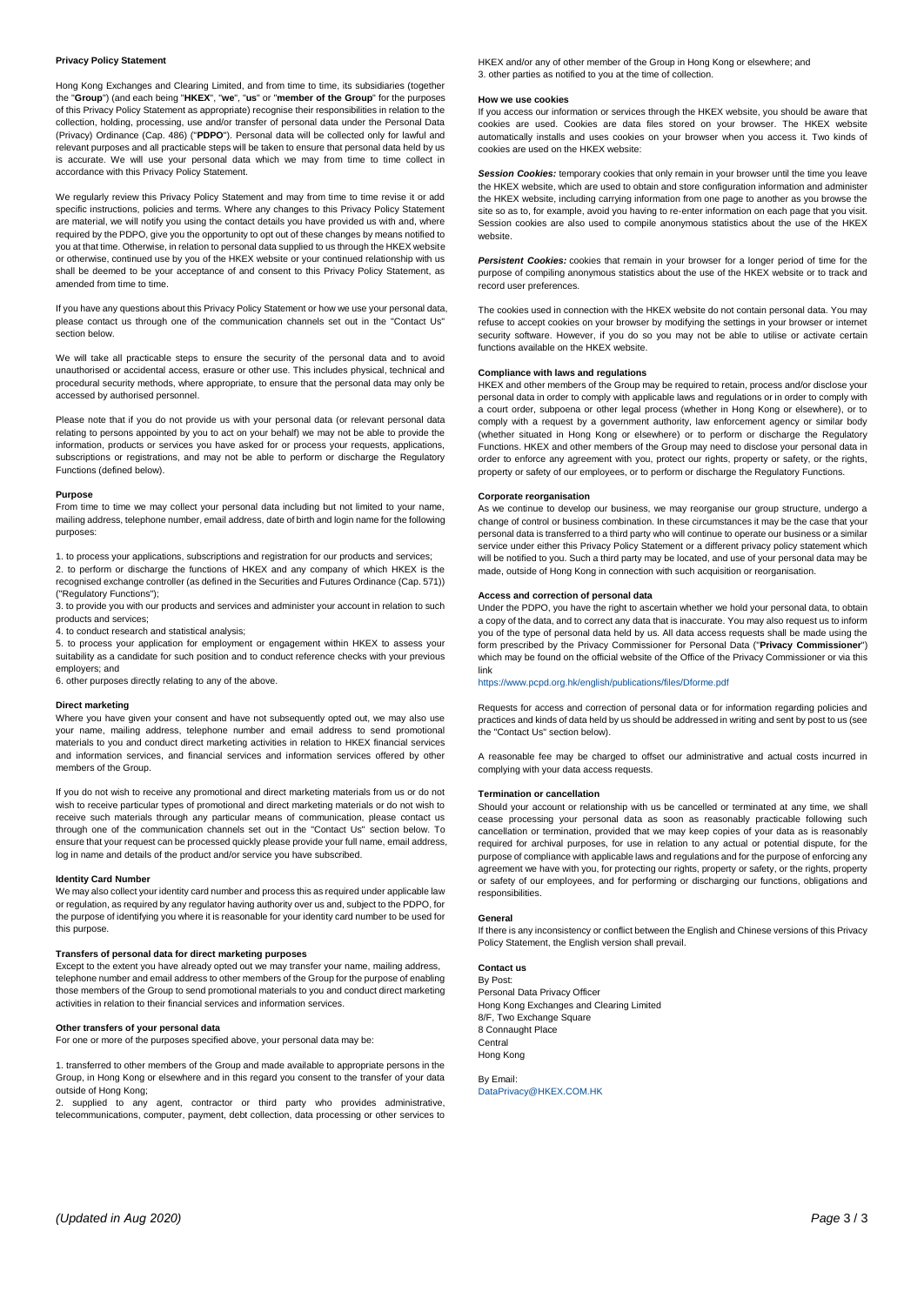**Privacy Policy Statement**

Hong Kong Exchanges and Clearing Limited, and from time to time, its subsidiaries (together the "**Group**") (and each being "**HKEX**", "**we**", "**us**" or "**member of the Group**" for the purposes of this Privacy Policy Statement as appropriate) recognise their responsibilities in relation to the collection, holding, processing, use and/or transfer of personal data under the Personal Data (Privacy) Ordinance (Cap. 486) ("**PDPO**"). Personal data will be collected only for lawful and relevant purposes and all practicable steps will be taken to ensure that personal data held by us is accurate. We will use your personal data which we may from time to time collect in accordance with this Privacy Policy Statement.

We regularly review this Privacy Policy Statement and may from time to time revise it or add specific instructions, policies and terms. Where any changes to this Privacy Policy Statement are material, we will notify you using the contact details you have provided us with and, where required by the PDPO, give you the opportunity to opt out of these changes by means notified to you at that time. Otherwise, in relation to personal data supplied to us through the HKEX website or otherwise, continued use by you of the HKEX website or your continued relationship with us shall be deemed to be your acceptance of and consent to this Privacy Policy Statement, as amended from time to time.

If you have any questions about this Privacy Policy Statement or how we use your personal data, please contact us through one of the communication channels set out in the "Contact Us" section below.

We will take all practicable steps to ensure the security of the personal data and to avoid unauthorised or accidental access, erasure or other use. This includes physical, technical and procedural security methods, where appropriate, to ensure that the personal data may only be accessed by authorised personnel.

Please note that if you do not provide us with your personal data (or relevant personal data relating to persons appointed by you to act on your behalf) we may not be able to provide the information, products or services you have asked for or process your requests, applications, subscriptions or registrations, and may not be able to perform or discharge the Regulatory Functions (defined below).

**Purpose**

From time to time we may collect your personal data including but not limited to your name, mailing address, telephone number, email address, date of birth and login name for the following purposes:

1. to process your applications, subscriptions and registration for our products and services;
2. to perform or discharge the functions of HKEX and any company of which HKEX is the recognised exchange controller (as defined in the Securities and Futures Ordinance (Cap. 571)) ("Regulatory Functions");
3. to provide you with our products and services and administer your account in relation to such products and services;
4. to conduct research and statistical analysis;
5. to process your application for employment or engagement within HKEX to assess your suitability as a candidate for such position and to conduct reference checks with your previous employers; and
6. other purposes directly relating to any of the above.

**Direct marketing**

Where you have given your consent and have not subsequently opted out, we may also use your name, mailing address, telephone number and email address to send promotional materials to you and conduct direct marketing activities in relation to HKEX financial services and information services, and financial services and information services offered by other members of the Group.

If you do not wish to receive any promotional and direct marketing materials from us or do not wish to receive particular types of promotional and direct marketing materials or do not wish to receive such materials through any particular means of communication, please contact us through one of the communication channels set out in the "Contact Us" section below. To ensure that your request can be processed quickly please provide your full name, email address, log in name and details of the product and/or service you have subscribed.

**Identity Card Number**

We may also collect your identity card number and process this as required under applicable law or regulation, as required by any regulator having authority over us and, subject to the PDPO, for the purpose of identifying you where it is reasonable for your identity card number to be used for this purpose.

**Transfers of personal data for direct marketing purposes**

Except to the extent you have already opted out we may transfer your name, mailing address, telephone number and email address to other members of the Group for the purpose of enabling those members of the Group to send promotional materials to you and conduct direct marketing activities in relation to their financial services and information services.

**Other transfers of your personal data**

For one or more of the purposes specified above, your personal data may be:

1. transferred to other members of the Group and made available to appropriate persons in the Group, in Hong Kong or elsewhere and in this regard you consent to the transfer of your data outside of Hong Kong;
2. supplied to any agent, contractor or third party who provides administrative, telecommunications, computer, payment, debt collection, data processing or other services to HKEX and/or any of other member of the Group in Hong Kong or elsewhere; and
3. other parties as notified to you at the time of collection.

**How we use cookies**

If you access our information or services through the HKEX website, you should be aware that cookies are used. Cookies are data files stored on your browser. The HKEX website automatically installs and uses cookies on your browser when you access it. Two kinds of cookies are used on the HKEX website:

***Session Cookies:*** temporary cookies that only remain in your browser until the time you leave the HKEX website, which are used to obtain and store configuration information and administer the HKEX website, including carrying information from one page to another as you browse the site so as to, for example, avoid you having to re-enter information on each page that you visit. Session cookies are also used to compile anonymous statistics about the use of the HKEX website.

***Persistent Cookies:*** cookies that remain in your browser for a longer period of time for the purpose of compiling anonymous statistics about the use of the HKEX website or to track and record user preferences.

The cookies used in connection with the HKEX website do not contain personal data. You may refuse to accept cookies on your browser by modifying the settings in your browser or internet security software. However, if you do so you may not be able to utilise or activate certain functions available on the HKEX website.

**Compliance with laws and regulations**

HKEX and other members of the Group may be required to retain, process and/or disclose your personal data in order to comply with applicable laws and regulations or in order to comply with a court order, subpoena or other legal process (whether in Hong Kong or elsewhere), or to comply with a request by a government authority, law enforcement agency or similar body (whether situated in Hong Kong or elsewhere) or to perform or discharge the Regulatory Functions. HKEX and other members of the Group may need to disclose your personal data in order to enforce any agreement with you, protect our rights, property or safety, or the rights, property or safety of our employees, or to perform or discharge the Regulatory Functions.

**Corporate reorganisation**

As we continue to develop our business, we may reorganise our group structure, undergo a change of control or business combination. In these circumstances it may be the case that your personal data is transferred to a third party who will continue to operate our business or a similar service under either this Privacy Policy Statement or a different privacy policy statement which will be notified to you. Such a third party may be located, and use of your personal data may be made, outside of Hong Kong in connection with such acquisition or reorganisation.

**Access and correction of personal data**

Under the PDPO, you have the right to ascertain whether we hold your personal data, to obtain a copy of the data, and to correct any data that is inaccurate. You may also request us to inform you of the type of personal data held by us. All data access requests shall be made using the form prescribed by the Privacy Commissioner for Personal Data ("**Privacy Commissioner**") which may be found on the official website of the Office of the Privacy Commissioner or via this link

https://www.pcpd.org.hk/english/publications/files/Dforme.pdf

Requests for access and correction of personal data or for information regarding policies and practices and kinds of data held by us should be addressed in writing and sent by post to us (see the "Contact Us" section below).

A reasonable fee may be charged to offset our administrative and actual costs incurred in complying with your data access requests.

**Termination or cancellation**

Should your account or relationship with us be cancelled or terminated at any time, we shall cease processing your personal data as soon as reasonably practicable following such cancellation or termination, provided that we may keep copies of your data as is reasonably required for archival purposes, for use in relation to any actual or potential dispute, for the purpose of compliance with applicable laws and regulations and for the purpose of enforcing any agreement we have with you, for protecting our rights, property or safety, or the rights, property or safety of our employees, and for performing or discharging our functions, obligations and responsibilities.

**General**

If there is any inconsistency or conflict between the English and Chinese versions of this Privacy Policy Statement, the English version shall prevail.

**Contact us**

By Post:
Personal Data Privacy Officer
Hong Kong Exchanges and Clearing Limited
8/F, Two Exchange Square
8 Connaught Place
Central
Hong Kong

By Email:
DataPrivacy@HKEX.COM.HK

*(Updated in Aug 2020)*